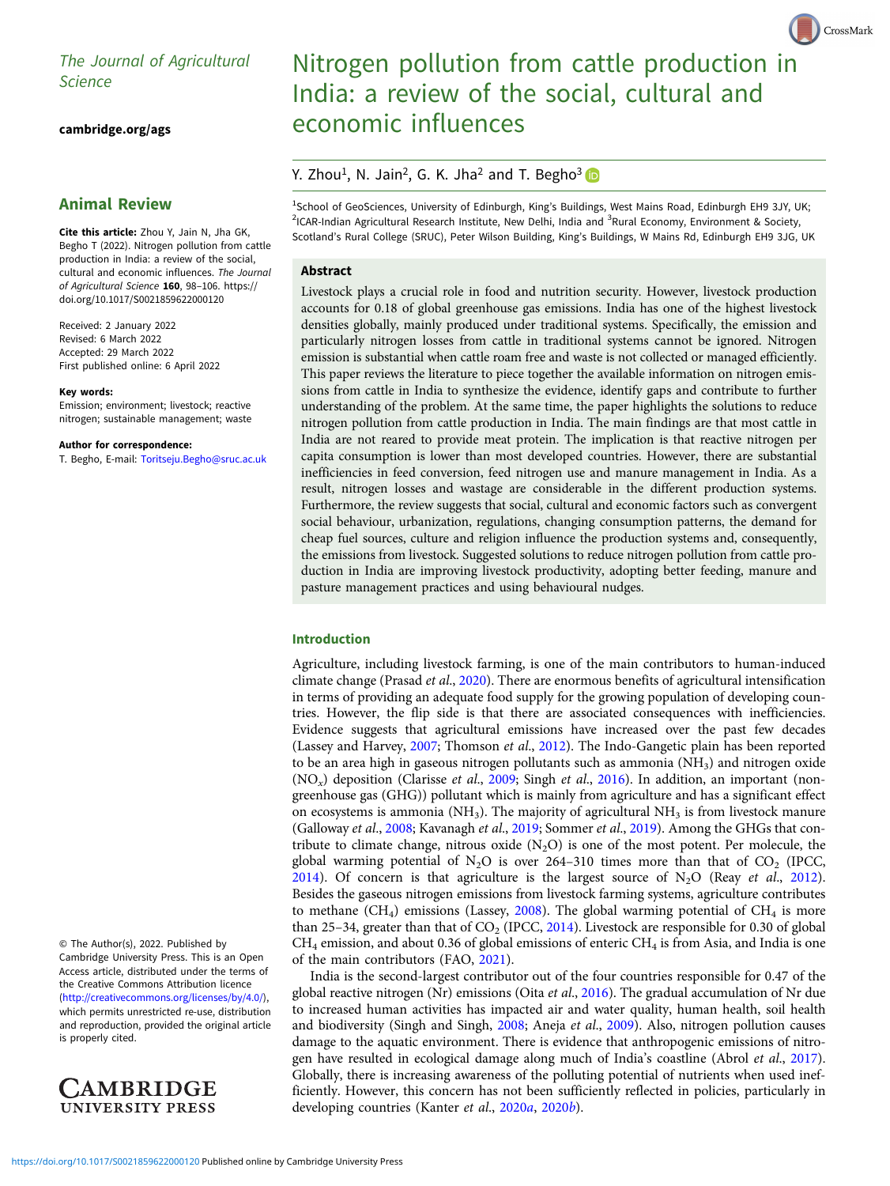The Journal of Agricultural Science

cambridge.org/ags

## Animal Review

**Cite this article:** Zhou Y, Jain N, Jha GK, Begho T (2022). Nitrogen pollution from cattle production in India: a review of the social, cultural and economic influences. *The Journal of Agricultural Science* **160**, 98–106. https://doi.org/10.1017/S0021859622000120

Received: 2 January 2022
Revised: 6 March 2022
Accepted: 29 March 2022
First published online: 6 April 2022

**Key words:**
Emission; environment; livestock; reactive nitrogen; sustainable management; waste

**Author for correspondence:**
T. Begho, E-mail: Toritseju.Begho@sruc.ac.uk

© The Author(s), 2022. Published by Cambridge University Press. This is an Open Access article, distributed under the terms of the Creative Commons Attribution licence (http://creativecommons.org/licenses/by/4.0/), which permits unrestricted re-use, distribution and reproduction, provided the original article is properly cited.

# Nitrogen pollution from cattle production in India: a review of the social, cultural and economic influences

Y. Zhou[1], N. Jain[2], G. K. Jha[2] and T. Begho[3]

[1]School of GeoSciences, University of Edinburgh, King's Buildings, West Mains Road, Edinburgh EH9 3JY, UK; [2]ICAR-Indian Agricultural Research Institute, New Delhi, India and [3]Rural Economy, Environment & Society, Scotland's Rural College (SRUC), Peter Wilson Building, King's Buildings, W Mains Rd, Edinburgh EH9 3JG, UK

### Abstract

Livestock plays a crucial role in food and nutrition security. However, livestock production accounts for 0.18 of global greenhouse gas emissions. India has one of the highest livestock densities globally, mainly produced under traditional systems. Specifically, the emission and particularly nitrogen losses from cattle in traditional systems cannot be ignored. Nitrogen emission is substantial when cattle roam free and waste is not collected or managed efficiently. This paper reviews the literature to piece together the available information on nitrogen emissions from cattle in India to synthesize the evidence, identify gaps and contribute to further understanding of the problem. At the same time, the paper highlights the solutions to reduce nitrogen pollution from cattle production in India. The main findings are that most cattle in India are not reared to provide meat protein. The implication is that reactive nitrogen per capita consumption is lower than most developed countries. However, there are substantial inefficiencies in feed conversion, feed nitrogen use and manure management in India. As a result, nitrogen losses and wastage are considerable in the different production systems. Furthermore, the review suggests that social, cultural and economic factors such as convergent social behaviour, urbanization, regulations, changing consumption patterns, the demand for cheap fuel sources, culture and religion influence the production systems and, consequently, the emissions from livestock. Suggested solutions to reduce nitrogen pollution from cattle production in India are improving livestock productivity, adopting better feeding, manure and pasture management practices and using behavioural nudges.

### Introduction

Agriculture, including livestock farming, is one of the main contributors to human-induced climate change (Prasad *et al.*, 2020). There are enormous benefits of agricultural intensification in terms of providing an adequate food supply for the growing population of developing countries. However, the flip side is that there are associated consequences with inefficiencies. Evidence suggests that agricultural emissions have increased over the past few decades (Lassey and Harvey, 2007; Thomson *et al.*, 2012). The Indo-Gangetic plain has been reported to be an area high in gaseous nitrogen pollutants such as ammonia ($NH_3$) and nitrogen oxide ($NO_x$) deposition (Clarisse *et al.*, 2009; Singh *et al.*, 2016). In addition, an important (non-greenhouse gas (GHG)) pollutant which is mainly from agriculture and has a significant effect on ecosystems is ammonia ($NH_3$). The majority of agricultural $NH_3$ is from livestock manure (Galloway *et al.*, 2008; Kavanagh *et al.*, 2019; Sommer *et al.*, 2019). Among the GHGs that contribute to climate change, nitrous oxide ($N_2O$) is one of the most potent. Per molecule, the global warming potential of $N_2O$ is over 264–310 times more than that of $CO_2$ (IPCC, 2014). Of concern is that agriculture is the largest source of $N_2O$ (Reay *et al.*, 2012). Besides the gaseous nitrogen emissions from livestock farming systems, agriculture contributes to methane ($CH_4$) emissions (Lassey, 2008). The global warming potential of $CH_4$ is more than 25–34, greater than that of $CO_2$ (IPCC, 2014). Livestock are responsible for 0.30 of global $CH_4$ emission, and about 0.36 of global emissions of enteric $CH_4$ is from Asia, and India is one of the main contributors (FAO, 2021).

India is the second-largest contributor out of the four countries responsible for 0.47 of the global reactive nitrogen (Nr) emissions (Oita *et al.*, 2016). The gradual accumulation of Nr due to increased human activities has impacted air and water quality, human health, soil health and biodiversity (Singh and Singh, 2008; Aneja *et al.*, 2009). Also, nitrogen pollution causes damage to the aquatic environment. There is evidence that anthropogenic emissions of nitrogen have resulted in ecological damage along much of India's coastline (Abrol *et al.*, 2017). Globally, there is increasing awareness of the polluting potential of nutrients when used inefficiently. However, this concern has not been sufficiently reflected in policies, particularly in developing countries (Kanter *et al.*, 2020*a*, 2020*b*).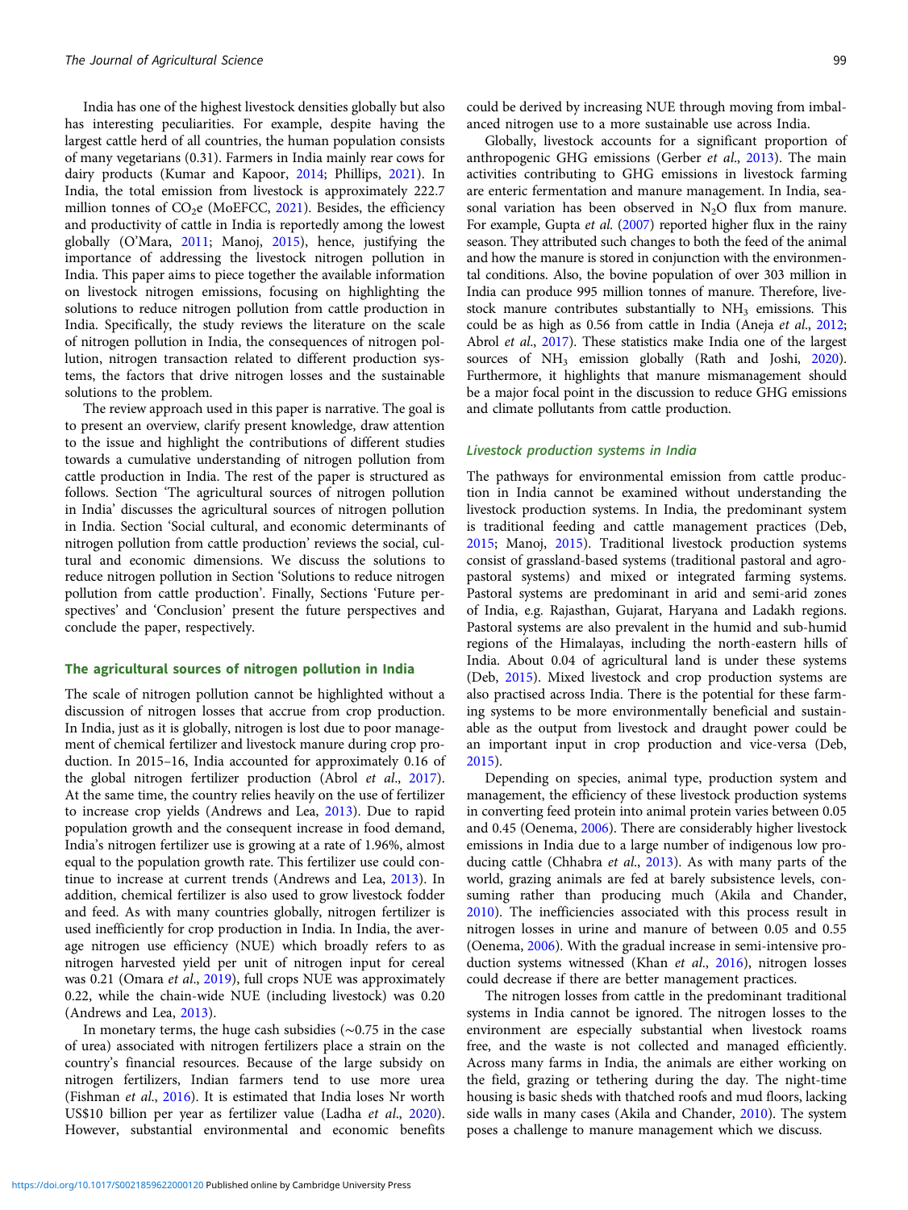India has one of the highest livestock densities globally but also has interesting peculiarities. For example, despite having the largest cattle herd of all countries, the human population consists of many vegetarians (0.31). Farmers in India mainly rear cows for dairy products (Kumar and Kapoor, 2014; Phillips, 2021). In India, the total emission from livestock is approximately 222.7 million tonnes of $CO_2e$ (MoEFCC, 2021). Besides, the efficiency and productivity of cattle in India is reportedly among the lowest globally (O'Mara, 2011; Manoj, 2015), hence, justifying the importance of addressing the livestock nitrogen pollution in India. This paper aims to piece together the available information on livestock nitrogen emissions, focusing on highlighting the solutions to reduce nitrogen pollution from cattle production in India. Specifically, the study reviews the literature on the scale of nitrogen pollution in India, the consequences of nitrogen pollution, nitrogen transaction related to different production systems, the factors that drive nitrogen losses and the sustainable solutions to the problem.

The review approach used in this paper is narrative. The goal is to present an overview, clarify present knowledge, draw attention to the issue and highlight the contributions of different studies towards a cumulative understanding of nitrogen pollution from cattle production in India. The rest of the paper is structured as follows. Section 'The agricultural sources of nitrogen pollution in India' discusses the agricultural sources of nitrogen pollution in India. Section 'Social cultural, and economic determinants of nitrogen pollution from cattle production' reviews the social, cultural and economic dimensions. We discuss the solutions to reduce nitrogen pollution in Section 'Solutions to reduce nitrogen pollution from cattle production'. Finally, Sections 'Future perspectives' and 'Conclusion' present the future perspectives and conclude the paper, respectively.

## The agricultural sources of nitrogen pollution in India

The scale of nitrogen pollution cannot be highlighted without a discussion of nitrogen losses that accrue from crop production. In India, just as it is globally, nitrogen is lost due to poor management of chemical fertilizer and livestock manure during crop production. In 2015–16, India accounted for approximately 0.16 of the global nitrogen fertilizer production (Abrol *et al.*, 2017). At the same time, the country relies heavily on the use of fertilizer to increase crop yields (Andrews and Lea, 2013). Due to rapid population growth and the consequent increase in food demand, India's nitrogen fertilizer use is growing at a rate of 1.96%, almost equal to the population growth rate. This fertilizer use could continue to increase at current trends (Andrews and Lea, 2013). In addition, chemical fertilizer is also used to grow livestock fodder and feed. As with many countries globally, nitrogen fertilizer is used inefficiently for crop production in India. In India, the average nitrogen use efficiency (NUE) which broadly refers to as nitrogen harvested yield per unit of nitrogen input for cereal was 0.21 (Omara *et al.*, 2019), full crops NUE was approximately 0.22, while the chain-wide NUE (including livestock) was 0.20 (Andrews and Lea, 2013).

In monetary terms, the huge cash subsidies (~0.75 in the case of urea) associated with nitrogen fertilizers place a strain on the country's financial resources. Because of the large subsidy on nitrogen fertilizers, Indian farmers tend to use more urea (Fishman *et al.*, 2016). It is estimated that India loses Nr worth US$10 billion per year as fertilizer value (Ladha *et al.*, 2020). However, substantial environmental and economic benefits could be derived by increasing NUE through moving from imbalanced nitrogen use to a more sustainable use across India.

Globally, livestock accounts for a significant proportion of anthropogenic GHG emissions (Gerber *et al.*, 2013). The main activities contributing to GHG emissions in livestock farming are enteric fermentation and manure management. In India, seasonal variation has been observed in $N_2O$ flux from manure. For example, Gupta *et al.* (2007) reported higher flux in the rainy season. They attributed such changes to both the feed of the animal and how the manure is stored in conjunction with the environmental conditions. Also, the bovine population of over 303 million in India can produce 995 million tonnes of manure. Therefore, livestock manure contributes substantially to $NH_3$ emissions. This could be as high as 0.56 from cattle in India (Aneja *et al.*, 2012; Abrol *et al.*, 2017). These statistics make India one of the largest sources of $NH_3$ emission globally (Rath and Joshi, 2020). Furthermore, it highlights that manure mismanagement should be a major focal point in the discussion to reduce GHG emissions and climate pollutants from cattle production.

### Livestock production systems in India

The pathways for environmental emission from cattle production in India cannot be examined without understanding the livestock production systems. In India, the predominant system is traditional feeding and cattle management practices (Deb, 2015; Manoj, 2015). Traditional livestock production systems consist of grassland-based systems (traditional pastoral and agro-pastoral systems) and mixed or integrated farming systems. Pastoral systems are predominant in arid and semi-arid zones of India, e.g. Rajasthan, Gujarat, Haryana and Ladakh regions. Pastoral systems are also prevalent in the humid and sub-humid regions of the Himalayas, including the north-eastern hills of India. About 0.04 of agricultural land is under these systems (Deb, 2015). Mixed livestock and crop production systems are also practised across India. There is the potential for these farming systems to be more environmentally beneficial and sustainable as the output from livestock and draught power could be an important input in crop production and vice-versa (Deb, 2015).

Depending on species, animal type, production system and management, the efficiency of these livestock production systems in converting feed protein into animal protein varies between 0.05 and 0.45 (Oenema, 2006). There are considerably higher livestock emissions in India due to a large number of indigenous low producing cattle (Chhabra *et al.*, 2013). As with many parts of the world, grazing animals are fed at barely subsistence levels, consuming rather than producing much (Akila and Chander, 2010). The inefficiencies associated with this process result in nitrogen losses in urine and manure of between 0.05 and 0.55 (Oenema, 2006). With the gradual increase in semi-intensive production systems witnessed (Khan *et al.*, 2016), nitrogen losses could decrease if there are better management practices.

The nitrogen losses from cattle in the predominant traditional systems in India cannot be ignored. The nitrogen losses to the environment are especially substantial when livestock roams free, and the waste is not collected and managed efficiently. Across many farms in India, the animals are either working on the field, grazing or tethering during the day. The night-time housing is basic sheds with thatched roofs and mud floors, lacking side walls in many cases (Akila and Chander, 2010). The system poses a challenge to manure management which we discuss.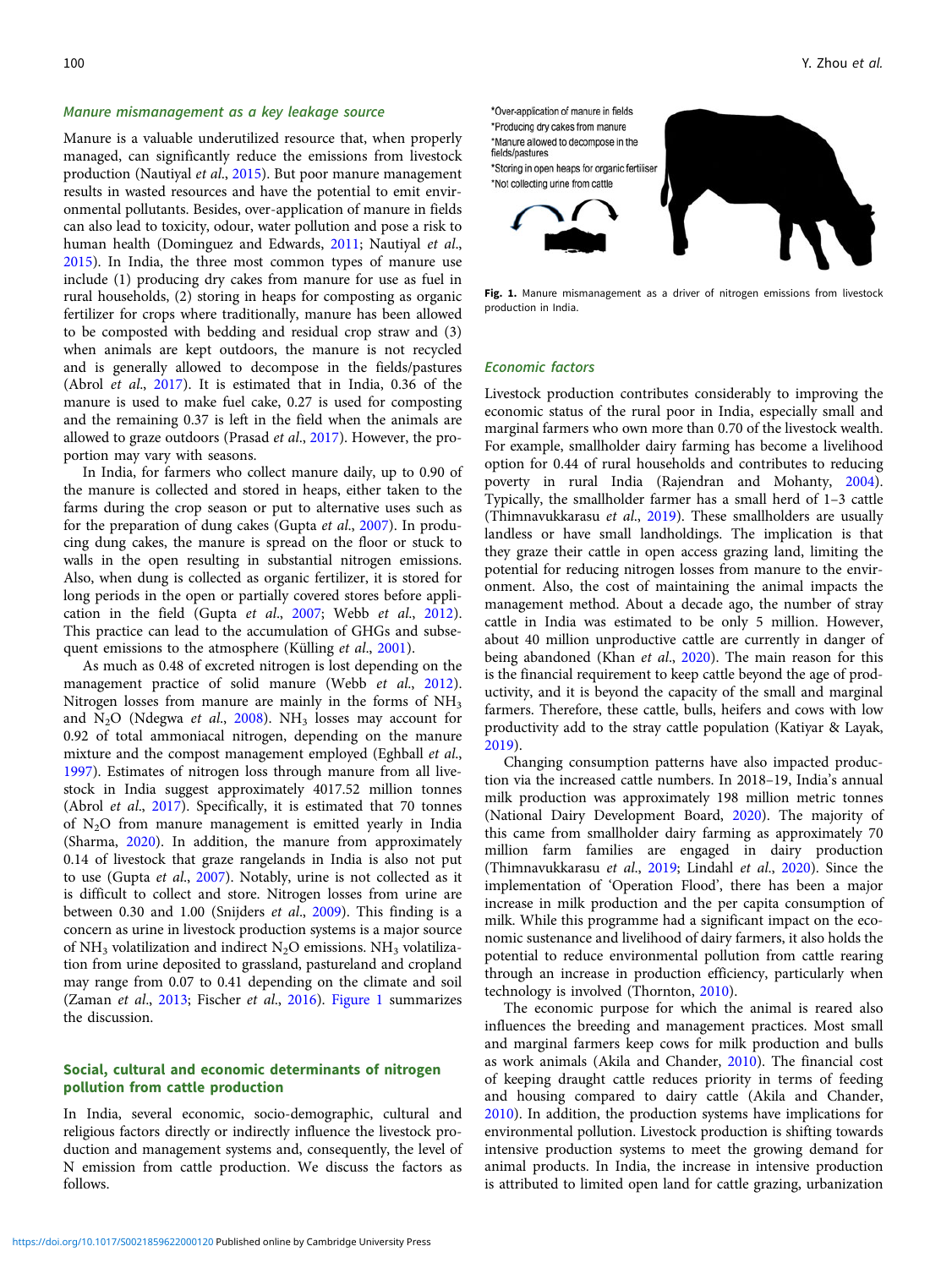### Manure mismanagement as a key leakage source

Manure is a valuable underutilized resource that, when properly managed, can significantly reduce the emissions from livestock production (Nautiyal *et al.*, 2015). But poor manure management results in wasted resources and have the potential to emit environmental pollutants. Besides, over-application of manure in fields can also lead to toxicity, odour, water pollution and pose a risk to human health (Dominguez and Edwards, 2011; Nautiyal *et al.*, 2015). In India, the three most common types of manure use include (1) producing dry cakes from manure for use as fuel in rural households, (2) storing in heaps for composting as organic fertilizer for crops where traditionally, manure has been allowed to be composted with bedding and residual crop straw and (3) when animals are kept outdoors, the manure is not recycled and is generally allowed to decompose in the fields/pastures (Abrol *et al.*, 2017). It is estimated that in India, 0.36 of the manure is used to make fuel cake, 0.27 is used for composting and the remaining 0.37 is left in the field when the animals are allowed to graze outdoors (Prasad *et al.*, 2017). However, the proportion may vary with seasons.

In India, for farmers who collect manure daily, up to 0.90 of the manure is collected and stored in heaps, either taken to the farms during the crop season or put to alternative uses such as for the preparation of dung cakes (Gupta *et al.*, 2007). In producing dung cakes, the manure is spread on the floor or stuck to walls in the open resulting in substantial nitrogen emissions. Also, when dung is collected as organic fertilizer, it is stored for long periods in the open or partially covered stores before application in the field (Gupta *et al.*, 2007; Webb *et al.*, 2012). This practice can lead to the accumulation of GHGs and subsequent emissions to the atmosphere (Külling *et al.*, 2001).

As much as 0.48 of excreted nitrogen is lost depending on the management practice of solid manure (Webb *et al.*, 2012). Nitrogen losses from manure are mainly in the forms of $NH_3$ and $N_2O$ (Ndegwa *et al.*, 2008). $NH_3$ losses may account for 0.92 of total ammoniacal nitrogen, depending on the manure mixture and the compost management employed (Eghball *et al.*, 1997). Estimates of nitrogen loss through manure from all livestock in India suggest approximately 4017.52 million tonnes (Abrol *et al.*, 2017). Specifically, it is estimated that 70 tonnes of $N_2O$ from manure management is emitted yearly in India (Sharma, 2020). In addition, the manure from approximately 0.14 of livestock that graze rangelands in India is also not put to use (Gupta *et al.*, 2007). Notably, urine is not collected as it is difficult to collect and store. Nitrogen losses from urine are between 0.30 and 1.00 (Snijders *et al.*, 2009). This finding is a concern as urine in livestock production systems is a major source of $NH_3$ volatilization and indirect $N_2O$ emissions. $NH_3$ volatilization from urine deposited to grassland, pastureland and cropland may range from 0.07 to 0.41 depending on the climate and soil (Zaman *et al.*, 2013; Fischer *et al.*, 2016). Figure 1 summarizes the discussion.

*Over-application of manure in fields
*Producing dry cakes from manure
*Manure allowed to decompose in the fields/pastures
*Storing in open heaps for organic fertiliser
*Not collecting urine from cattle

**Fig. 1.** Manure mismanagement as a driver of nitrogen emissions from livestock production in India.

## Social, cultural and economic determinants of nitrogen pollution from cattle production

In India, several economic, socio-demographic, cultural and religious factors directly or indirectly influence the livestock production and management systems and, consequently, the level of N emission from cattle production. We discuss the factors as follows.

### Economic factors

Livestock production contributes considerably to improving the economic status of the rural poor in India, especially small and marginal farmers who own more than 0.70 of the livestock wealth. For example, smallholder dairy farming has become a livelihood option for 0.44 of rural households and contributes to reducing poverty in rural India (Rajendran and Mohanty, 2004). Typically, the smallholder farmer has a small herd of 1–3 cattle (Thimnavukkarasu *et al.*, 2019). These smallholders are usually landless or have small landholdings. The implication is that they graze their cattle in open access grazing land, limiting the potential for reducing nitrogen losses from manure to the environment. Also, the cost of maintaining the animal impacts the management method. About a decade ago, the number of stray cattle in India was estimated to be only 5 million. However, about 40 million unproductive cattle are currently in danger of being abandoned (Khan *et al.*, 2020). The main reason for this is the financial requirement to keep cattle beyond the age of productivity, and it is beyond the capacity of the small and marginal farmers. Therefore, these cattle, bulls, heifers and cows with low productivity add to the stray cattle population (Katiyar & Layak, 2019).

Changing consumption patterns have also impacted production via the increased cattle numbers. In 2018–19, India's annual milk production was approximately 198 million metric tonnes (National Dairy Development Board, 2020). The majority of this came from smallholder dairy farming as approximately 70 million farm families are engaged in dairy production (Thimnavukkarasu *et al.*, 2019; Lindahl *et al.*, 2020). Since the implementation of 'Operation Flood', there has been a major increase in milk production and the per capita consumption of milk. While this programme had a significant impact on the economic sustenance and livelihood of dairy farmers, it also holds the potential to reduce environmental pollution from cattle rearing through an increase in production efficiency, particularly when technology is involved (Thornton, 2010).

The economic purpose for which the animal is reared also influences the breeding and management practices. Most small and marginal farmers keep cows for milk production and bulls as work animals (Akila and Chander, 2010). The financial cost of keeping draught cattle reduces priority in terms of feeding and housing compared to dairy cattle (Akila and Chander, 2010). In addition, the production systems have implications for environmental pollution. Livestock production is shifting towards intensive production systems to meet the growing demand for animal products. In India, the increase in intensive production is attributed to limited open land for cattle grazing, urbanization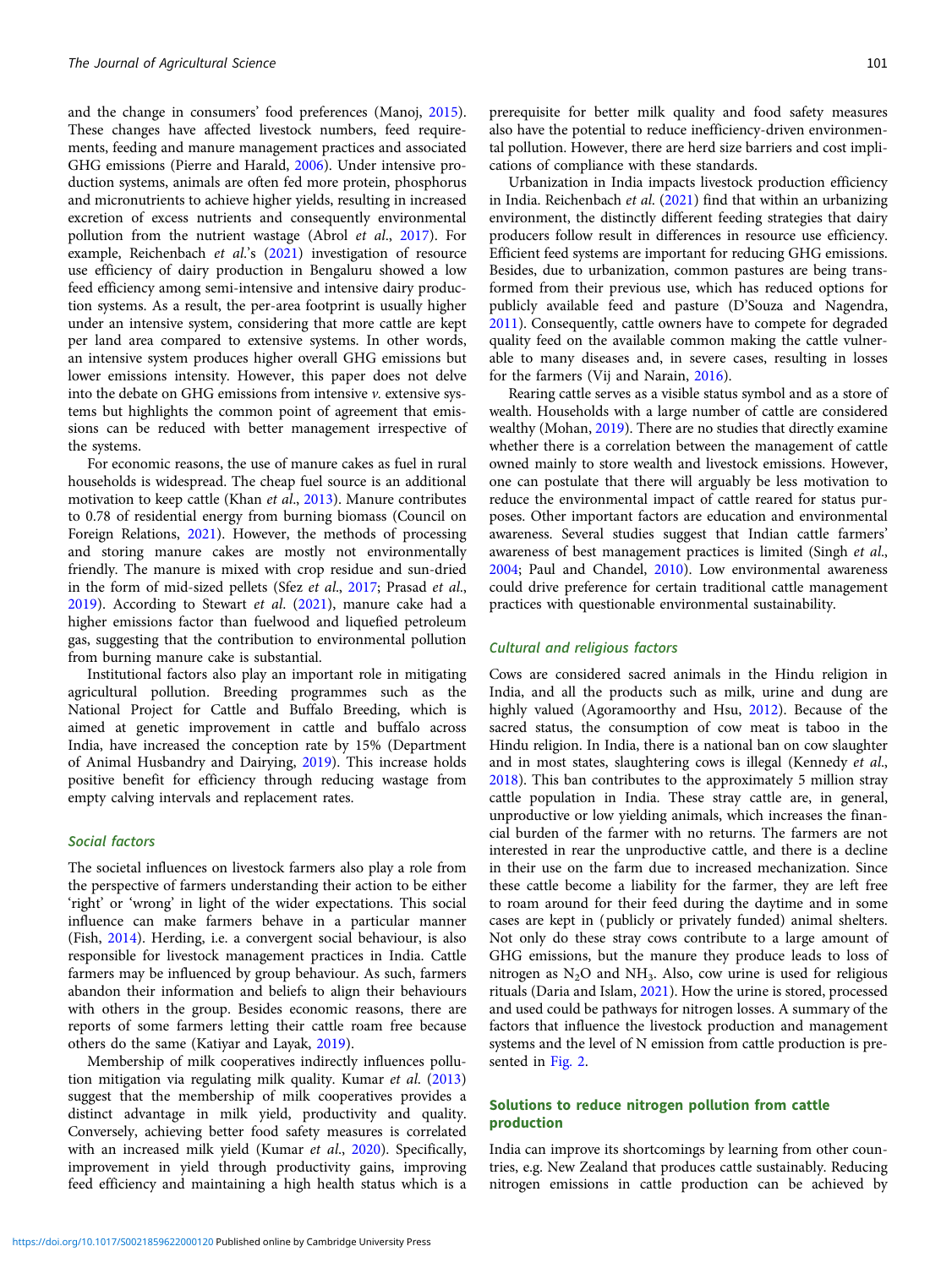and the change in consumers' food preferences (Manoj, 2015). These changes have affected livestock numbers, feed requirements, feeding and manure management practices and associated GHG emissions (Pierre and Harald, 2006). Under intensive production systems, animals are often fed more protein, phosphorus and micronutrients to achieve higher yields, resulting in increased excretion of excess nutrients and consequently environmental pollution from the nutrient wastage (Abrol *et al*., 2017). For example, Reichenbach *et al*.'s (2021) investigation of resource use efficiency of dairy production in Bengaluru showed a low feed efficiency among semi-intensive and intensive dairy production systems. As a result, the per-area footprint is usually higher under an intensive system, considering that more cattle are kept per land area compared to extensive systems. In other words, an intensive system produces higher overall GHG emissions but lower emissions intensity. However, this paper does not delve into the debate on GHG emissions from intensive *v*. extensive systems but highlights the common point of agreement that emissions can be reduced with better management irrespective of the systems.

For economic reasons, the use of manure cakes as fuel in rural households is widespread. The cheap fuel source is an additional motivation to keep cattle (Khan *et al*., 2013). Manure contributes to 0.78 of residential energy from burning biomass (Council on Foreign Relations, 2021). However, the methods of processing and storing manure cakes are mostly not environmentally friendly. The manure is mixed with crop residue and sun-dried in the form of mid-sized pellets (Sfez *et al*., 2017; Prasad *et al*., 2019). According to Stewart *et al*. (2021), manure cake had a higher emissions factor than fuelwood and liquefied petroleum gas, suggesting that the contribution to environmental pollution from burning manure cake is substantial.

Institutional factors also play an important role in mitigating agricultural pollution. Breeding programmes such as the National Project for Cattle and Buffalo Breeding, which is aimed at genetic improvement in cattle and buffalo across India, have increased the conception rate by 15% (Department of Animal Husbandry and Dairying, 2019). This increase holds positive benefit for efficiency through reducing wastage from empty calving intervals and replacement rates.

### Social factors

The societal influences on livestock farmers also play a role from the perspective of farmers understanding their action to be either 'right' or 'wrong' in light of the wider expectations. This social influence can make farmers behave in a particular manner (Fish, 2014). Herding, i.e. a convergent social behaviour, is also responsible for livestock management practices in India. Cattle farmers may be influenced by group behaviour. As such, farmers abandon their information and beliefs to align their behaviours with others in the group. Besides economic reasons, there are reports of some farmers letting their cattle roam free because others do the same (Katiyar and Layak, 2019).

Membership of milk cooperatives indirectly influences pollution mitigation via regulating milk quality. Kumar *et al*. (2013) suggest that the membership of milk cooperatives provides a distinct advantage in milk yield, productivity and quality. Conversely, achieving better food safety measures is correlated with an increased milk yield (Kumar *et al*., 2020). Specifically, improvement in yield through productivity gains, improving feed efficiency and maintaining a high health status which is a prerequisite for better milk quality and food safety measures also have the potential to reduce inefficiency-driven environmental pollution. However, there are herd size barriers and cost implications of compliance with these standards.

Urbanization in India impacts livestock production efficiency in India. Reichenbach *et al*. (2021) find that within an urbanizing environment, the distinctly different feeding strategies that dairy producers follow result in differences in resource use efficiency. Efficient feed systems are important for reducing GHG emissions. Besides, due to urbanization, common pastures are being transformed from their previous use, which has reduced options for publicly available feed and pasture (D'Souza and Nagendra, 2011). Consequently, cattle owners have to compete for degraded quality feed on the available common making the cattle vulnerable to many diseases and, in severe cases, resulting in losses for the farmers (Vij and Narain, 2016).

Rearing cattle serves as a visible status symbol and as a store of wealth. Households with a large number of cattle are considered wealthy (Mohan, 2019). There are no studies that directly examine whether there is a correlation between the management of cattle owned mainly to store wealth and livestock emissions. However, one can postulate that there will arguably be less motivation to reduce the environmental impact of cattle reared for status purposes. Other important factors are education and environmental awareness. Several studies suggest that Indian cattle farmers' awareness of best management practices is limited (Singh *et al*., 2004; Paul and Chandel, 2010). Low environmental awareness could drive preference for certain traditional cattle management practices with questionable environmental sustainability.

### Cultural and religious factors

Cows are considered sacred animals in the Hindu religion in India, and all the products such as milk, urine and dung are highly valued (Agoramoorthy and Hsu, 2012). Because of the sacred status, the consumption of cow meat is taboo in the Hindu religion. In India, there is a national ban on cow slaughter and in most states, slaughtering cows is illegal (Kennedy *et al*., 2018). This ban contributes to the approximately 5 million stray cattle population in India. These stray cattle are, in general, unproductive or low yielding animals, which increases the financial burden of the farmer with no returns. The farmers are not interested in rear the unproductive cattle, and there is a decline in their use on the farm due to increased mechanization. Since these cattle become a liability for the farmer, they are left free to roam around for their feed during the daytime and in some cases are kept in (publicly or privately funded) animal shelters. Not only do these stray cows contribute to a large amount of GHG emissions, but the manure they produce leads to loss of nitrogen as $N_2O$ and $NH_3$. Also, cow urine is used for religious rituals (Daria and Islam, 2021). How the urine is stored, processed and used could be pathways for nitrogen losses. A summary of the factors that influence the livestock production and management systems and the level of N emission from cattle production is presented in Fig. 2.

## Solutions to reduce nitrogen pollution from cattle production

India can improve its shortcomings by learning from other countries, e.g. New Zealand that produces cattle sustainably. Reducing nitrogen emissions in cattle production can be achieved by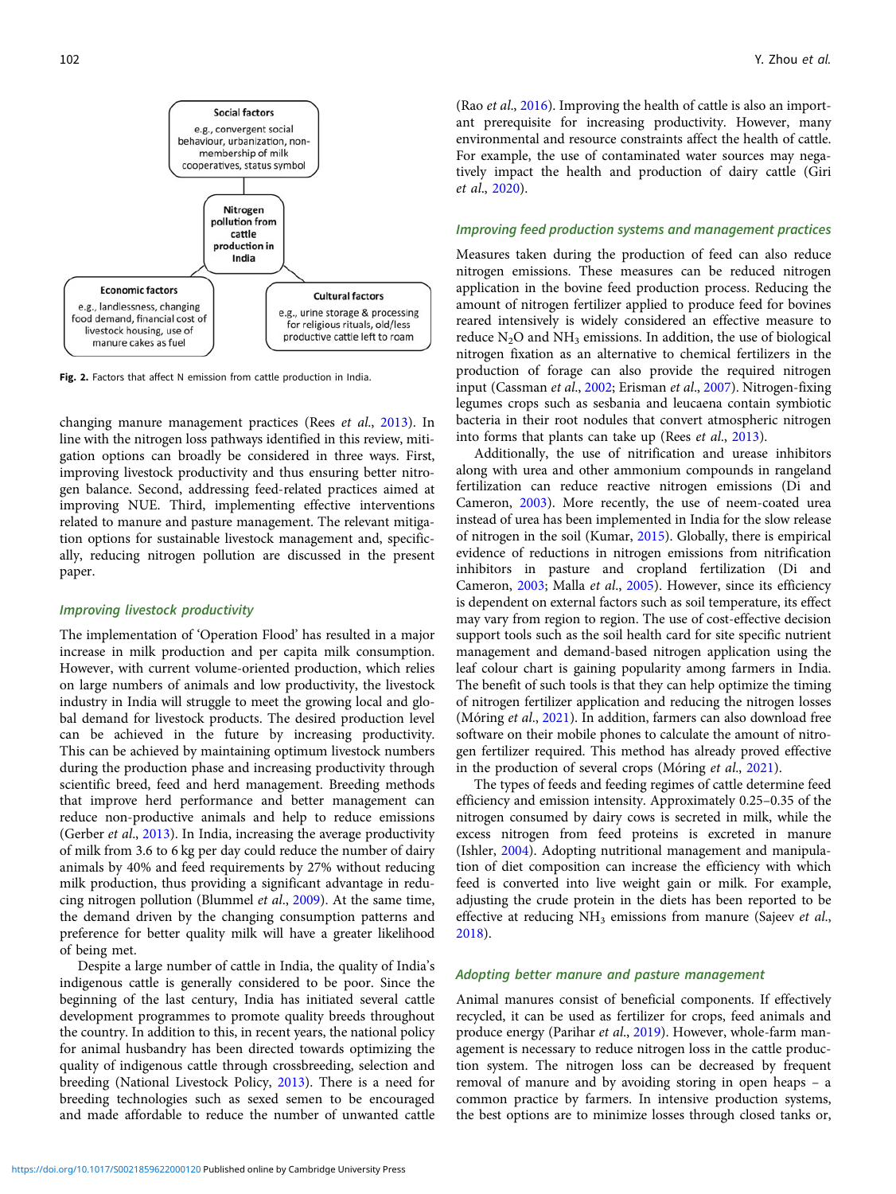**Social factors**
e.g., convergent social behaviour, urbanization, non-membership of milk cooperatives, status symbol

**Nitrogen pollution from cattle production in India**

**Economic factors**
e.g., landlessness, changing food demand, financial cost of livestock housing, use of manure cakes as fuel

**Cultural factors**
e.g., urine storage & processing for religious rituals, old/less productive cattle left to roam

**Fig. 2.** Factors that affect N emission from cattle production in India.

changing manure management practices (Rees *et al.*, 2013). In line with the nitrogen loss pathways identified in this review, mitigation options can broadly be considered in three ways. First, improving livestock productivity and thus ensuring better nitrogen balance. Second, addressing feed-related practices aimed at improving NUE. Third, implementing effective interventions related to manure and pasture management. The relevant mitigation options for sustainable livestock management and, specifically, reducing nitrogen pollution are discussed in the present paper.

### Improving livestock productivity

The implementation of 'Operation Flood' has resulted in a major increase in milk production and per capita milk consumption. However, with current volume-oriented production, which relies on large numbers of animals and low productivity, the livestock industry in India will struggle to meet the growing local and global demand for livestock products. The desired production level can be achieved in the future by increasing productivity. This can be achieved by maintaining optimum livestock numbers during the production phase and increasing productivity through scientific breed, feed and herd management. Breeding methods that improve herd performance and better management can reduce non-productive animals and help to reduce emissions (Gerber *et al.*, 2013). In India, increasing the average productivity of milk from 3.6 to 6 kg per day could reduce the number of dairy animals by 40% and feed requirements by 27% without reducing milk production, thus providing a significant advantage in reducing nitrogen pollution (Blummel *et al.*, 2009). At the same time, the demand driven by the changing consumption patterns and preference for better quality milk will have a greater likelihood of being met.

Despite a large number of cattle in India, the quality of India's indigenous cattle is generally considered to be poor. Since the beginning of the last century, India has initiated several cattle development programmes to promote quality breeds throughout the country. In addition to this, in recent years, the national policy for animal husbandry has been directed towards optimizing the quality of indigenous cattle through crossbreeding, selection and breeding (National Livestock Policy, 2013). There is a need for breeding technologies such as sexed semen to be encouraged and made affordable to reduce the number of unwanted cattle (Rao *et al.*, 2016). Improving the health of cattle is also an important prerequisite for increasing productivity. However, many environmental and resource constraints affect the health of cattle. For example, the use of contaminated water sources may negatively impact the health and production of dairy cattle (Giri *et al.*, 2020).

### Improving feed production systems and management practices

Measures taken during the production of feed can also reduce nitrogen emissions. These measures can be reduced nitrogen application in the bovine feed production process. Reducing the amount of nitrogen fertilizer applied to produce feed for bovines reared intensively is widely considered an effective measure to reduce $N_2O$ and $NH_3$ emissions. In addition, the use of biological nitrogen fixation as an alternative to chemical fertilizers in the production of forage can also provide the required nitrogen input (Cassman *et al.*, 2002; Erisman *et al.*, 2007). Nitrogen-fixing legumes crops such as sesbania and leucaena contain symbiotic bacteria in their root nodules that convert atmospheric nitrogen into forms that plants can take up (Rees *et al.*, 2013).

Additionally, the use of nitrification and urease inhibitors along with urea and other ammonium compounds in rangeland fertilization can reduce reactive nitrogen emissions (Di and Cameron, 2003). More recently, the use of neem-coated urea instead of urea has been implemented in India for the slow release of nitrogen in the soil (Kumar, 2015). Globally, there is empirical evidence of reductions in nitrogen emissions from nitrification inhibitors in pasture and cropland fertilization (Di and Cameron, 2003; Malla *et al.*, 2005). However, since its efficiency is dependent on external factors such as soil temperature, its effect may vary from region to region. The use of cost-effective decision support tools such as the soil health card for site specific nutrient management and demand-based nitrogen application using the leaf colour chart is gaining popularity among farmers in India. The benefit of such tools is that they can help optimize the timing of nitrogen fertilizer application and reducing the nitrogen losses (Móring *et al.*, 2021). In addition, farmers can also download free software on their mobile phones to calculate the amount of nitrogen fertilizer required. This method has already proved effective in the production of several crops (Móring *et al.*, 2021).

The types of feeds and feeding regimes of cattle determine feed efficiency and emission intensity. Approximately 0.25–0.35 of the nitrogen consumed by dairy cows is secreted in milk, while the excess nitrogen from feed proteins is excreted in manure (Ishler, 2004). Adopting nutritional management and manipulation of diet composition can increase the efficiency with which feed is converted into live weight gain or milk. For example, adjusting the crude protein in the diets has been reported to be effective at reducing $NH_3$ emissions from manure (Sajeev *et al.*, 2018).

### Adopting better manure and pasture management

Animal manures consist of beneficial components. If effectively recycled, it can be used as fertilizer for crops, feed animals and produce energy (Parihar *et al.*, 2019). However, whole-farm management is necessary to reduce nitrogen loss in the cattle production system. The nitrogen loss can be decreased by frequent removal of manure and by avoiding storing in open heaps – a common practice by farmers. In intensive production systems, the best options are to minimize losses through closed tanks or,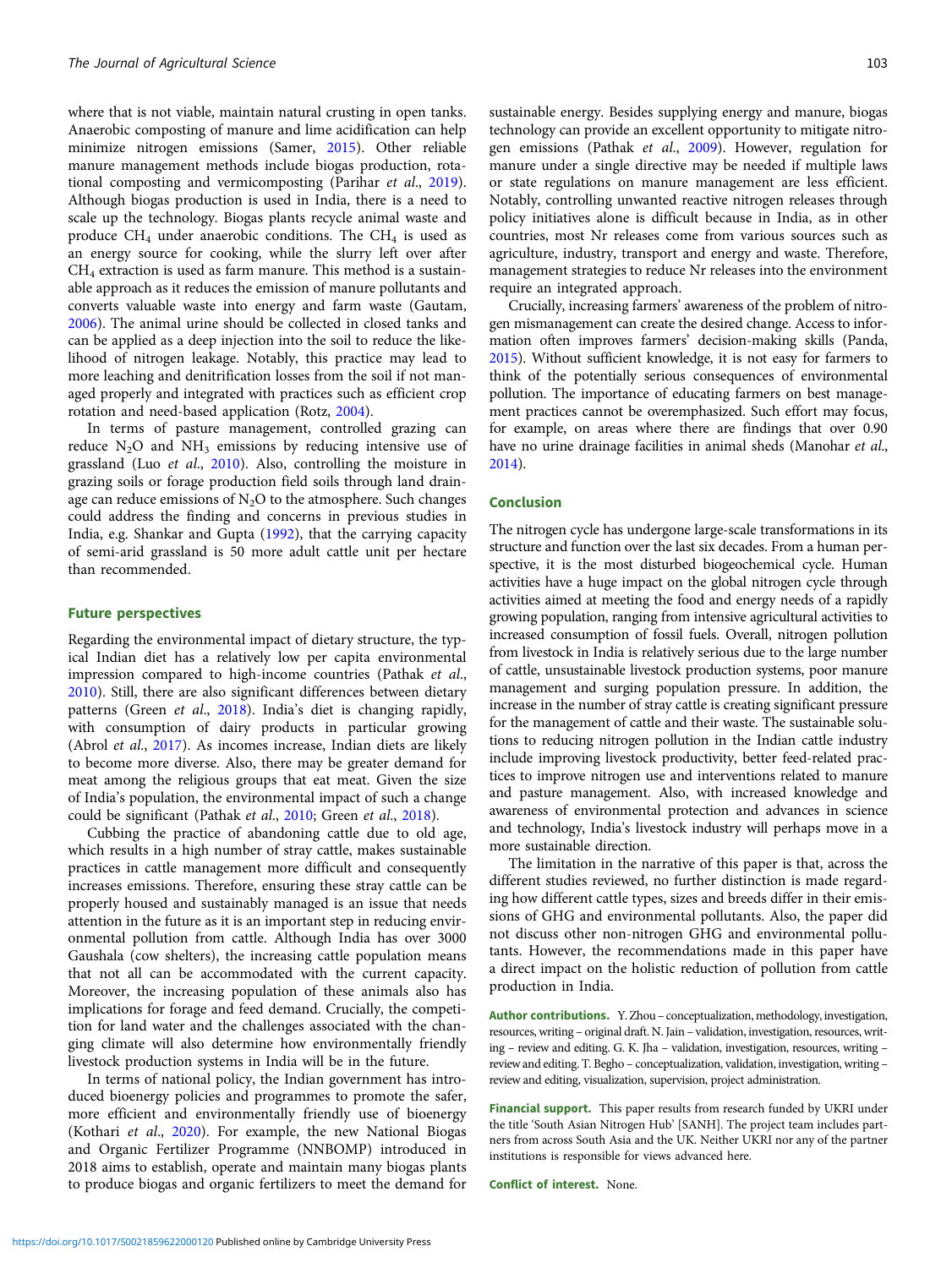where that is not viable, maintain natural crusting in open tanks. Anaerobic composting of manure and lime acidification can help minimize nitrogen emissions (Samer, 2015). Other reliable manure management methods include biogas production, rotational composting and vermicomposting (Parihar *et al.*, 2019). Although biogas production is used in India, there is a need to scale up the technology. Biogas plants recycle animal waste and produce $CH_4$ under anaerobic conditions. The $CH_4$ is used as an energy source for cooking, while the slurry left over after $CH_4$ extraction is used as farm manure. This method is a sustainable approach as it reduces the emission of manure pollutants and converts valuable waste into energy and farm waste (Gautam, 2006). The animal urine should be collected in closed tanks and can be applied as a deep injection into the soil to reduce the likelihood of nitrogen leakage. Notably, this practice may lead to more leaching and denitrification losses from the soil if not managed properly and integrated with practices such as efficient crop rotation and need-based application (Rotz, 2004).

In terms of pasture management, controlled grazing can reduce $N_2O$ and $NH_3$ emissions by reducing intensive use of grassland (Luo *et al.*, 2010). Also, controlling the moisture in grazing soils or forage production field soils through land drainage can reduce emissions of $N_2O$ to the atmosphere. Such changes could address the finding and concerns in previous studies in India, e.g. Shankar and Gupta (1992), that the carrying capacity of semi-arid grassland is 50 more adult cattle unit per hectare than recommended.

## Future perspectives

Regarding the environmental impact of dietary structure, the typical Indian diet has a relatively low per capita environmental impression compared to high-income countries (Pathak *et al.*, 2010). Still, there are also significant differences between dietary patterns (Green *et al.*, 2018). India's diet is changing rapidly, with consumption of dairy products in particular growing (Abrol *et al.*, 2017). As incomes increase, Indian diets are likely to become more diverse. Also, there may be greater demand for meat among the religious groups that eat meat. Given the size of India's population, the environmental impact of such a change could be significant (Pathak *et al.*, 2010; Green *et al.*, 2018).

Cubbing the practice of abandoning cattle due to old age, which results in a high number of stray cattle, makes sustainable practices in cattle management more difficult and consequently increases emissions. Therefore, ensuring these stray cattle can be properly housed and sustainably managed is an issue that needs attention in the future as it is an important step in reducing environmental pollution from cattle. Although India has over 3000 Gaushala (cow shelters), the increasing cattle population means that not all can be accommodated with the current capacity. Moreover, the increasing population of these animals also has implications for forage and feed demand. Crucially, the competition for land water and the challenges associated with the changing climate will also determine how environmentally friendly livestock production systems in India will be in the future.

In terms of national policy, the Indian government has introduced bioenergy policies and programmes to promote the safer, more efficient and environmentally friendly use of bioenergy (Kothari *et al.*, 2020). For example, the new National Biogas and Organic Fertilizer Programme (NNBOMP) introduced in 2018 aims to establish, operate and maintain many biogas plants to produce biogas and organic fertilizers to meet the demand for sustainable energy. Besides supplying energy and manure, biogas technology can provide an excellent opportunity to mitigate nitrogen emissions (Pathak *et al.*, 2009). However, regulation for manure under a single directive may be needed if multiple laws or state regulations on manure management are less efficient. Notably, controlling unwanted reactive nitrogen releases through policy initiatives alone is difficult because in India, as in other countries, most Nr releases come from various sources such as agriculture, industry, transport and energy and waste. Therefore, management strategies to reduce Nr releases into the environment require an integrated approach.

Crucially, increasing farmers' awareness of the problem of nitrogen mismanagement can create the desired change. Access to information often improves farmers' decision-making skills (Panda, 2015). Without sufficient knowledge, it is not easy for farmers to think of the potentially serious consequences of environmental pollution. The importance of educating farmers on best management practices cannot be overemphasized. Such effort may focus, for example, on areas where there are findings that over 0.90 have no urine drainage facilities in animal sheds (Manohar *et al.*, 2014).

## Conclusion

The nitrogen cycle has undergone large-scale transformations in its structure and function over the last six decades. From a human perspective, it is the most disturbed biogeochemical cycle. Human activities have a huge impact on the global nitrogen cycle through activities aimed at meeting the food and energy needs of a rapidly growing population, ranging from intensive agricultural activities to increased consumption of fossil fuels. Overall, nitrogen pollution from livestock in India is relatively serious due to the large number of cattle, unsustainable livestock production systems, poor manure management and surging population pressure. In addition, the increase in the number of stray cattle is creating significant pressure for the management of cattle and their waste. The sustainable solutions to reducing nitrogen pollution in the Indian cattle industry include improving livestock productivity, better feed-related practices to improve nitrogen use and interventions related to manure and pasture management. Also, with increased knowledge and awareness of environmental protection and advances in science and technology, India's livestock industry will perhaps move in a more sustainable direction.

The limitation in the narrative of this paper is that, across the different studies reviewed, no further distinction is made regarding how different cattle types, sizes and breeds differ in their emissions of GHG and environmental pollutants. Also, the paper did not discuss other non-nitrogen GHG and environmental pollutants. However, the recommendations made in this paper have a direct impact on the holistic reduction of pollution from cattle production in India.

**Author contributions.** Y. Zhou – conceptualization, methodology, investigation, resources, writing – original draft. N. Jain – validation, investigation, resources, writing – review and editing. G. K. Jha – validation, investigation, resources, writing – review and editing. T. Begho – conceptualization, validation, investigation, writing – review and editing, visualization, supervision, project administration.

**Financial support.** This paper results from research funded by UKRI under the title 'South Asian Nitrogen Hub' [SANH]. The project team includes partners from across South Asia and the UK. Neither UKRI nor any of the partner institutions is responsible for views advanced here.

**Conflict of interest.** None.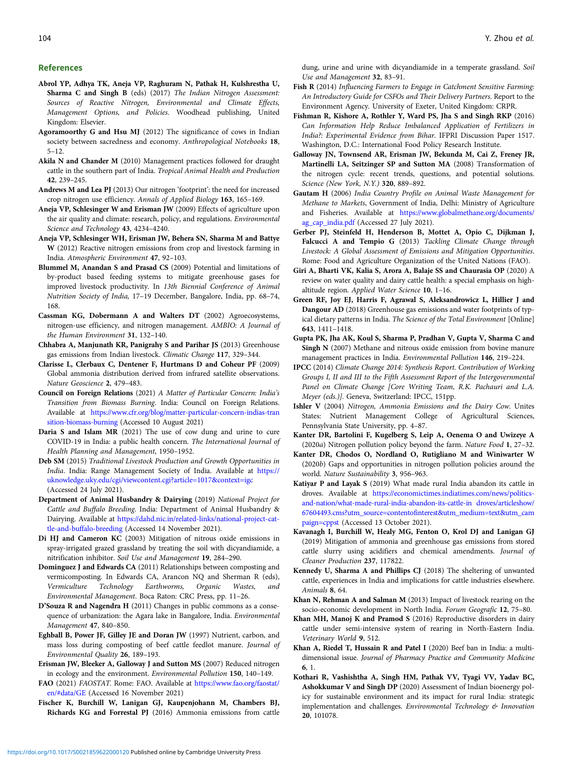## References

**Abrol YP, Adhya TK, Aneja VP, Raghuram N, Pathak H, Kulshrestha U, Sharma C and Singh B** (eds) (2017) *The Indian Nitrogen Assessment: Sources of Reactive Nitrogen, Environmental and Climate Effects, Management Options, and Policies*. Woodhead publishing, United Kingdom: Elsevier.

**Agoramoorthy G and Hsu MJ** (2012) The significance of cows in Indian society between sacredness and economy. *Anthropological Notebooks* **18**, 5–12.

**Akila N and Chander M** (2010) Management practices followed for draught cattle in the southern part of India. *Tropical Animal Health and Production* **42**, 239–245.

**Andrews M and Lea PJ** (2013) Our nitrogen 'footprint': the need for increased crop nitrogen use efficiency. *Annals of Applied Biology* **163**, 165–169.

**Aneja VP, Schlesinger W and Erisman JW** (2009) Effects of agriculture upon the air quality and climate: research, policy, and regulations. *Environmental Science and Technology* **43**, 4234–4240.

**Aneja VP, Schlesinger WH, Erisman JW, Behera SN, Sharma M and Battye W** (2012) Reactive nitrogen emissions from crop and livestock farming in India. *Atmospheric Environment* **47**, 92–103.

**Blummel M, Anandan S and Prasad CS** (2009) Potential and limitations of by-product based feeding systems to mitigate greenhouse gases for improved livestock productivity. In *13th Biennial Conference of Animal Nutrition Society of India*, 17–19 December, Bangalore, India, pp. 68–74, 168.

**Cassman KG, Dobermann A and Walters DT** (2002) Agroecosystems, nitrogen-use efficiency, and nitrogen management. *AMBIO: A Journal of the Human Environment* **31**, 132–140.

**Chhabra A, Manjunath KR, Panigrahy S and Parihar JS** (2013) Greenhouse gas emissions from Indian livestock. *Climatic Change* **117**, 329–344.

**Clarisse L, Clerbaux C, Dentener F, Hurtmans D and Coheur PF** (2009) Global ammonia distribution derived from infrared satellite observations. *Nature Geoscience* **2**, 479–483.

**Council on Foreign Relations** (2021) *A Matter of Particular Concern: India's Transition from Biomass Burning*. India: Council on Foreign Relations. Available at https://www.cfr.org/blog/matter-particular-concern-indias-transition-biomass-burning (Accessed 10 August 2021)

**Daria S and Islam MR** (2021) The use of cow dung and urine to cure COVID-19 in India: a public health concern. *The International Journal of Health Planning and Management*, 1950–1952.

**Deb SM** (2015) *Traditional Livestock Production and Growth Opportunities in India*. India: Range Management Society of India. Available at https://uknowledge.uky.edu/cgi/viewcontent.cgi?article=1017&context=igc (Accessed 24 July 2021).

**Department of Animal Husbandry & Dairying** (2019) *National Project for Cattle and Buffalo Breeding*. India: Department of Animal Husbandry & Dairying. Available at https://dahd.nic.in/related-links/national-project-cattle-and-buffalo-breeding (Accessed 14 November 2021).

**Di HJ and Cameron KC** (2003) Mitigation of nitrous oxide emissions in spray-irrigated grazed grassland by treating the soil with dicyandiamide, a nitrification inhibitor. *Soil Use and Management* **19**, 284–290.

**Dominguez J and Edwards CA** (2011) Relationships between composting and vermicomposting. In Edwards CA, Arancon NQ and Sherman R (eds), *Vermiculture Technology Earthworms, Organic Wastes, and Environmental Management*. Boca Raton: CRC Press, pp. 11–26.

**D'Souza R and Nagendra H** (2011) Changes in public commons as a consequence of urbanization: the Agara lake in Bangalore, India. *Environmental Management* **47**, 840–850.

**Eghball B, Power JF, Gilley JE and Doran JW** (1997) Nutrient, carbon, and mass loss during composting of beef cattle feedlot manure. *Journal of Environmental Quality* **26**, 189–193.

**Erisman JW, Bleeker A, Galloway J and Sutton MS** (2007) Reduced nitrogen in ecology and the environment. *Environmental Pollution* **150**, 140–149.

**FAO** (2021) *FAOSTAT*. Rome: FAO. Available at https://www.fao.org/faostat/en/#data/GE (Accessed 16 November 2021)

**Fischer K, Burchill W, Lanigan GJ, Kaupenjohann M, Chambers BJ, Richards KG and Forrestal PJ** (2016) Ammonia emissions from cattle dung, urine and urine with dicyandiamide in a temperate grassland. *Soil Use and Management* **32**, 83–91.

**Fish R** (2014) *Influencing Farmers to Engage in Catchment Sensitive Farming: An Introductory Guide for CSFOs and Their Delivery Partners*. Report to the Environment Agency. University of Exeter, United Kingdom: CRPR.

**Fishman R, Kishore A, Rothler Y, Ward PS, Jha S and Singh RKP** (2016) *Can Information Help Reduce Imbalanced Application of Fertilizers in India?: Experimental Evidence from Bihar*. IFPRI Discussion Paper 1517. Washington, D.C.: International Food Policy Research Institute.

**Galloway JN, Townsend AR, Erisman JW, Bekunda M, Cai Z, Freney JR, Martinelli LA, Seitzinger SP and Sutton MA** (2008) Transformation of the nitrogen cycle: recent trends, questions, and potential solutions. *Science (New York, N.Y.)* **320**, 889–892.

**Gautam H** (2006) *India Country Profile on Animal Waste Management for Methane to Markets*, Government of India, Delhi: Ministry of Agriculture and Fisheries. Available at https://www.globalmethane.org/documents/ag_cap_india.pdf (Accessed 27 July 2021).

**Gerber PJ, Steinfeld H, Henderson B, Mottet A, Opio C, Dijkman J, Falcucci A and Tempio G** (2013) *Tackling Climate Change through Livestock: A Global Assessment of Emissions and Mitigation Opportunities*. Rome: Food and Agriculture Organization of the United Nations (FAO).

**Giri A, Bharti VK, Kalia S, Arora A, Balaje SS and Chaurasia OP** (2020) A review on water quality and dairy cattle health: a special emphasis on high-altitude region. *Applied Water Science* **10**, 1–16.

**Green RF, Joy EJ, Harris F, Agrawal S, Aleksandrowicz L, Hillier J and Dangour AD** (2018) Greenhouse gas emissions and water footprints of typical dietary patterns in India. *The Science of the Total Environment* [Online] **643**, 1411–1418.

**Gupta PK, Jha AK, Koul S, Sharma P, Pradhan V, Gupta V, Sharma C and Singh N** (2007) Methane and nitrous oxide emission from bovine manure management practices in India. *Environmental Pollution* **146**, 219–224.

**IPCC** (2014) *Climate Change 2014: Synthesis Report. Contribution of Working Groups I, II and III to the Fifth Assessment Report of the Intergovernmental Panel on Climate Change [Core Writing Team, R.K. Pachauri and L.A. Meyer (eds.)]*. Geneva, Switzerland: IPCC, 151pp.

**Ishler V** (2004) *Nitrogen, Ammonia Emissions and the Dairy Cow*. Unites States: Nutrient Management College of Agricultural Sciences, Pennsylvania State University, pp. 4–87.

**Kanter DR, Bartolini F, Kugelberg S, Leip A, Oenema O and Uwizeye A** (2020*a*) Nitrogen pollution policy beyond the farm. *Nature Food* **1**, 27–32.

**Kanter DR, Chodos O, Nordland O, Rutigliano M and Winiwarter W** (2020*b*) Gaps and opportunities in nitrogen pollution policies around the world. *Nature Sustainability* **3**, 956–963.

**Katiyar P and Layak S** (2019) What made rural India abandon its cattle in droves. Available at https://economictimes.indiatimes.com/news/politics-and-nation/what-made-rural-india-abandon-its-cattle-in droves/articleshow/67604493.cms?utm_source=contentofinterest&utm_medium=text&utm_campaign=cppst (Accessed 13 October 2021).

**Kavanagh I, Burchill W, Healy MG, Fenton O, Krol DJ and Lanigan GJ** (2019) Mitigation of ammonia and greenhouse gas emissions from stored cattle slurry using acidifiers and chemical amendments. *Journal of Cleaner Production* **237**, 117822.

**Kennedy U, Sharma A and Phillips CJ** (2018) The sheltering of unwanted cattle, experiences in India and implications for cattle industries elsewhere. *Animals* **8**, 64.

**Khan N, Rehman A and Salman M** (2013) Impact of livestock rearing on the socio-economic development in North India. *Forum Geografic* **12**, 75–80.

**Khan MH, Manoj K and Pramod S** (2016) Reproductive disorders in dairy cattle under semi-intensive system of rearing in North-Eastern India. *Veterinary World* **9**, 512.

**Khan A, Riedel T, Hussain R and Patel I** (2020) Beef ban in India: a multi-dimensional issue. *Journal of Pharmacy Practice and Community Medicine* **6**, 1.

**Kothari R, Vashishtha A, Singh HM, Pathak VV, Tyagi VV, Yadav BC, Ashokkumar V and Singh DP** (2020) Assessment of Indian bioenergy policy for sustainable environment and its impact for rural India: strategic implementation and challenges. *Environmental Technology & Innovation* **20**, 101078.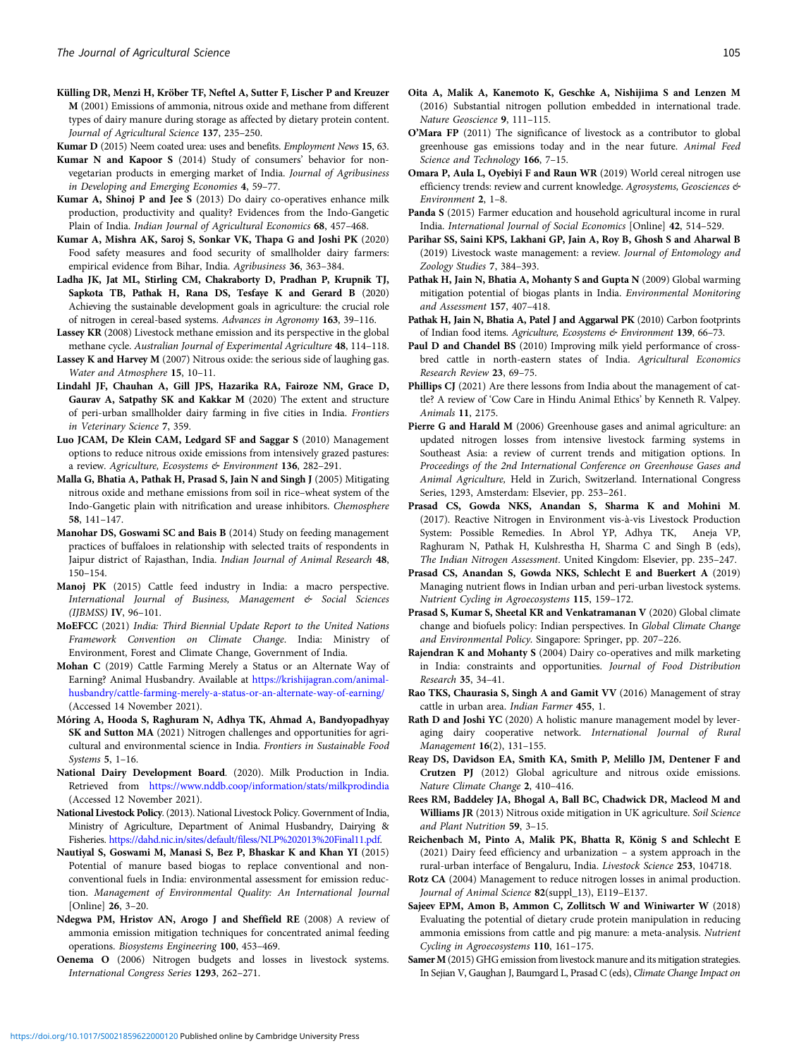**Külling DR, Menzi H, Kröber TF, Neftel A, Sutter F, Lischer P and Kreuzer M** (2001) Emissions of ammonia, nitrous oxide and methane from different types of dairy manure during storage as affected by dietary protein content. *Journal of Agricultural Science* **137**, 235–250.

**Kumar D** (2015) Neem coated urea: uses and benefits. *Employment News* **15**, 63.

**Kumar N and Kapoor S** (2014) Study of consumers' behavior for non-vegetarian products in emerging market of India. *Journal of Agribusiness in Developing and Emerging Economies* **4**, 59–77.

**Kumar A, Shinoj P and Jee S** (2013) Do dairy co-operatives enhance milk production, productivity and quality? Evidences from the Indo-Gangetic Plain of India. *Indian Journal of Agricultural Economics* **68**, 457–468.

**Kumar A, Mishra AK, Saroj S, Sonkar VK, Thapa G and Joshi PK** (2020) Food safety measures and food security of smallholder dairy farmers: empirical evidence from Bihar, India. *Agribusiness* **36**, 363–384.

**Ladha JK, Jat ML, Stirling CM, Chakraborty D, Pradhan P, Krupnik TJ, Sapkota TB, Pathak H, Rana DS, Tesfaye K and Gerard B** (2020) Achieving the sustainable development goals in agriculture: the crucial role of nitrogen in cereal-based systems. *Advances in Agronomy* **163**, 39–116.

**Lassey KR** (2008) Livestock methane emission and its perspective in the global methane cycle. *Australian Journal of Experimental Agriculture* **48**, 114–118.

**Lassey K and Harvey M** (2007) Nitrous oxide: the serious side of laughing gas. *Water and Atmosphere* **15**, 10–11.

**Lindahl JF, Chauhan A, Gill JPS, Hazarika RA, Fairoze NM, Grace D, Gaurav A, Satpathy SK and Kakkar M** (2020) The extent and structure of peri-urban smallholder dairy farming in five cities in India. *Frontiers in Veterinary Science* **7**, 359.

**Luo JCAM, De Klein CAM, Ledgard SF and Saggar S** (2010) Management options to reduce nitrous oxide emissions from intensively grazed pastures: a review. *Agriculture, Ecosystems & Environment* **136**, 282–291.

**Malla G, Bhatia A, Pathak H, Prasad S, Jain N and Singh J** (2005) Mitigating nitrous oxide and methane emissions from soil in rice–wheat system of the Indo-Gangetic plain with nitrification and urease inhibitors. *Chemosphere* **58**, 141–147.

**Manohar DS, Goswami SC and Bais B** (2014) Study on feeding management practices of buffaloes in relationship with selected traits of respondents in Jaipur district of Rajasthan, India. *Indian Journal of Animal Research* **48**, 150–154.

**Manoj PK** (2015) Cattle feed industry in India: a macro perspective. *International Journal of Business, Management & Social Sciences (IJBMSS)* **IV**, 96–101.

**MoEFCC** (2021) *India: Third Biennial Update Report to the United Nations Framework Convention on Climate Change*. India: Ministry of Environment, Forest and Climate Change, Government of India.

**Mohan C** (2019) Cattle Farming Merely a Status or an Alternate Way of Earning? Animal Husbandry. Available at https://krishijagran.com/animal-husbandry/cattle-farming-merely-a-status-or-an-alternate-way-of-earning/ (Accessed 14 November 2021).

**Móring A, Hooda S, Raghuram N, Adhya TK, Ahmad A, Bandyopadhyay SK and Sutton MA** (2021) Nitrogen challenges and opportunities for agricultural and environmental science in India. *Frontiers in Sustainable Food Systems* **5**, 1–16.

**National Dairy Development Board**. (2020). Milk Production in India. Retrieved from https://www.nddb.coop/information/stats/milkprodindia (Accessed 12 November 2021).

**National Livestock Policy**. (2013). National Livestock Policy. Government of India, Ministry of Agriculture, Department of Animal Husbandry, Dairying & Fisheries. https://dahd.nic.in/sites/default/filess/NLP%202013%20Final11.pdf.

**Nautiyal S, Goswami M, Manasi S, Bez P, Bhaskar K and Khan YI** (2015) Potential of manure based biogas to replace conventional and non-conventional fuels in India: environmental assessment for emission reduction. *Management of Environmental Quality: An International Journal* [Online] **26**, 3–20.

**Ndegwa PM, Hristov AN, Arogo J and Sheffield RE** (2008) A review of ammonia emission mitigation techniques for concentrated animal feeding operations. *Biosystems Engineering* **100**, 453–469.

**Oenema O** (2006) Nitrogen budgets and losses in livestock systems. *International Congress Series* **1293**, 262–271.

**Oita A, Malik A, Kanemoto K, Geschke A, Nishijima S and Lenzen M** (2016) Substantial nitrogen pollution embedded in international trade. *Nature Geoscience* **9**, 111–115.

**O'Mara FP** (2011) The significance of livestock as a contributor to global greenhouse gas emissions today and in the near future. *Animal Feed Science and Technology* **166**, 7–15.

**Omara P, Aula L, Oyebiyi F and Raun WR** (2019) World cereal nitrogen use efficiency trends: review and current knowledge. *Agrosystems, Geosciences & Environment* **2**, 1–8.

**Panda S** (2015) Farmer education and household agricultural income in rural India. *International Journal of Social Economics* [Online] **42**, 514–529.

**Parihar SS, Saini KPS, Lakhani GP, Jain A, Roy B, Ghosh S and Aharwal B** (2019) Livestock waste management: a review. *Journal of Entomology and Zoology Studies* **7**, 384–393.

**Pathak H, Jain N, Bhatia A, Mohanty S and Gupta N** (2009) Global warming mitigation potential of biogas plants in India. *Environmental Monitoring and Assessment* **157**, 407–418.

**Pathak H, Jain N, Bhatia A, Patel J and Aggarwal PK** (2010) Carbon footprints of Indian food items. *Agriculture, Ecosystems & Environment* **139**, 66–73.

**Paul D and Chandel BS** (2010) Improving milk yield performance of cross-bred cattle in north-eastern states of India. *Agricultural Economics Research Review* **23**, 69–75.

**Phillips CJ** (2021) Are there lessons from India about the management of cattle? A review of 'Cow Care in Hindu Animal Ethics' by Kenneth R. Valpey. *Animals* **11**, 2175.

**Pierre G and Harald M** (2006) Greenhouse gases and animal agriculture: an updated nitrogen losses from intensive livestock farming systems in Southeast Asia: a review of current trends and mitigation options. In *Proceedings of the 2nd International Conference on Greenhouse Gases and Animal Agriculture,* Held in Zurich, Switzerland. International Congress Series, 1293, Amsterdam: Elsevier, pp. 253–261.

**Prasad CS, Gowda NKS, Anandan S, Sharma K and Mohini M**. (2017). Reactive Nitrogen in Environment vis-à-vis Livestock Production System: Possible Remedies. In Abrol YP, Adhya TK, Aneja VP, Raghuram N, Pathak H, Kulshrestha H, Sharma C and Singh B (eds), *The Indian Nitrogen Assessment*. United Kingdom: Elsevier, pp. 235–247.

**Prasad CS, Anandan S, Gowda NKS, Schlecht E and Buerkert A** (2019) Managing nutrient flows in Indian urban and peri-urban livestock systems. *Nutrient Cycling in Agroecosystems* **115**, 159–172.

**Prasad S, Kumar S, Sheetal KR and Venkatramanan V** (2020) Global climate change and biofuels policy: Indian perspectives. In *Global Climate Change and Environmental Policy*. Singapore: Springer, pp. 207–226.

**Rajendran K and Mohanty S** (2004) Dairy co-operatives and milk marketing in India: constraints and opportunities. *Journal of Food Distribution Research* **35**, 34–41.

**Rao TKS, Chaurasia S, Singh A and Gamit VV** (2016) Management of stray cattle in urban area. *Indian Farmer* **455**, 1.

**Rath D and Joshi YC** (2020) A holistic manure management model by leveraging dairy cooperative network. *International Journal of Rural Management* **16**(2), 131–155.

**Reay DS, Davidson EA, Smith KA, Smith P, Melillo JM, Dentener F and Crutzen PJ** (2012) Global agriculture and nitrous oxide emissions. *Nature Climate Change* **2**, 410–416.

**Rees RM, Baddeley JA, Bhogal A, Ball BC, Chadwick DR, Macleod M and Williams JR** (2013) Nitrous oxide mitigation in UK agriculture. *Soil Science and Plant Nutrition* **59**, 3–15.

**Reichenbach M, Pinto A, Malik PK, Bhatta R, König S and Schlecht E** (2021) Dairy feed efficiency and urbanization – a system approach in the rural-urban interface of Bengaluru, India. *Livestock Science* **253**, 104718.

**Rotz CA** (2004) Management to reduce nitrogen losses in animal production. *Journal of Animal Science* **82**(suppl_13), E119–E137.

**Sajeev EPM, Amon B, Ammon C, Zollitsch W and Winiwarter W** (2018) Evaluating the potential of dietary crude protein manipulation in reducing ammonia emissions from cattle and pig manure: a meta-analysis. *Nutrient Cycling in Agroecosystems* **110**, 161–175.

**Samer M** (2015) GHG emission from livestock manure and its mitigation strategies. In Sejian V, Gaughan J, Baumgard L, Prasad C (eds), *Climate Change Impact on*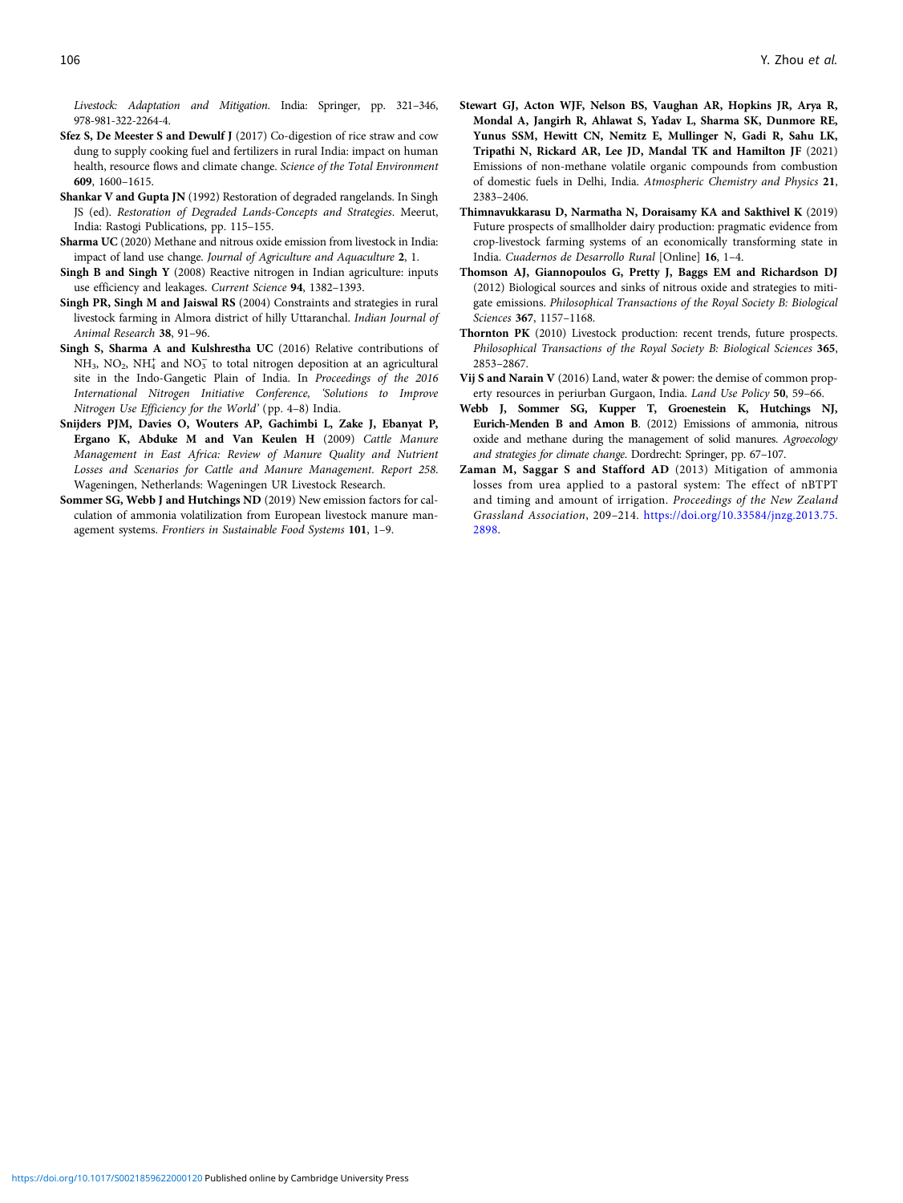*Livestock: Adaptation and Mitigation*. India: Springer, pp. 321–346, 978-981-322-2264-4.

**Sfez S, De Meester S and Dewulf J** (2017) Co-digestion of rice straw and cow dung to supply cooking fuel and fertilizers in rural India: impact on human health, resource flows and climate change. *Science of the Total Environment* **609**, 1600–1615.

**Shankar V and Gupta JN** (1992) Restoration of degraded rangelands. In Singh JS (ed). *Restoration of Degraded Lands-Concepts and Strategies*. Meerut, India: Rastogi Publications, pp. 115–155.

**Sharma UC** (2020) Methane and nitrous oxide emission from livestock in India: impact of land use change. *Journal of Agriculture and Aquaculture* **2**, 1.

**Singh B and Singh Y** (2008) Reactive nitrogen in Indian agriculture: inputs use efficiency and leakages. *Current Science* **94**, 1382–1393.

**Singh PR, Singh M and Jaiswal RS** (2004) Constraints and strategies in rural livestock farming in Almora district of hilly Uttaranchal. *Indian Journal of Animal Research* **38**, 91–96.

**Singh S, Sharma A and Kulshrestha UC** (2016) Relative contributions of $NH_3$, $NO_2$, $NH_4^+$ and $NO_3^-$ to total nitrogen deposition at an agricultural site in the Indo-Gangetic Plain of India. In *Proceedings of the 2016 International Nitrogen Initiative Conference, 'Solutions to Improve Nitrogen Use Efficiency for the World'* (pp. 4–8) India.

**Snijders PJM, Davies O, Wouters AP, Gachimbi L, Zake J, Ebanyat P, Ergano K, Abduke M and Van Keulen H** (2009) *Cattle Manure Management in East Africa: Review of Manure Quality and Nutrient Losses and Scenarios for Cattle and Manure Management. Report 258*. Wageningen, Netherlands: Wageningen UR Livestock Research.

**Sommer SG, Webb J and Hutchings ND** (2019) New emission factors for calculation of ammonia volatilization from European livestock manure management systems. *Frontiers in Sustainable Food Systems* **101**, 1–9.

**Stewart GJ, Acton WJF, Nelson BS, Vaughan AR, Hopkins JR, Arya R, Mondal A, Jangirh R, Ahlawat S, Yadav L, Sharma SK, Dunmore RE, Yunus SSM, Hewitt CN, Nemitz E, Mullinger N, Gadi R, Sahu LK, Tripathi N, Rickard AR, Lee JD, Mandal TK and Hamilton JF** (2021) Emissions of non-methane volatile organic compounds from combustion of domestic fuels in Delhi, India. *Atmospheric Chemistry and Physics* **21**, 2383–2406.

**Thimnavukkarasu D, Narmatha N, Doraisamy KA and Sakthivel K** (2019) Future prospects of smallholder dairy production: pragmatic evidence from crop-livestock farming systems of an economically transforming state in India. *Cuadernos de Desarrollo Rural* [Online] **16**, 1–4.

**Thomson AJ, Giannopoulos G, Pretty J, Baggs EM and Richardson DJ** (2012) Biological sources and sinks of nitrous oxide and strategies to mitigate emissions. *Philosophical Transactions of the Royal Society B: Biological Sciences* **367**, 1157–1168.

**Thornton PK** (2010) Livestock production: recent trends, future prospects. *Philosophical Transactions of the Royal Society B: Biological Sciences* **365**, 2853–2867.

**Vij S and Narain V** (2016) Land, water & power: the demise of common property resources in periurban Gurgaon, India. *Land Use Policy* **50**, 59–66.

**Webb J, Sommer SG, Kupper T, Groenestein K, Hutchings NJ, Eurich-Menden B and Amon B**. (2012) Emissions of ammonia, nitrous oxide and methane during the management of solid manures. *Agroecology and strategies for climate change*. Dordrecht: Springer, pp. 67–107.

**Zaman M, Saggar S and Stafford AD** (2013) Mitigation of ammonia losses from urea applied to a pastoral system: The effect of nBTPT and timing and amount of irrigation. *Proceedings of the New Zealand Grassland Association*, 209–214. https://doi.org/10.33584/jnzg.2013.75.2898.